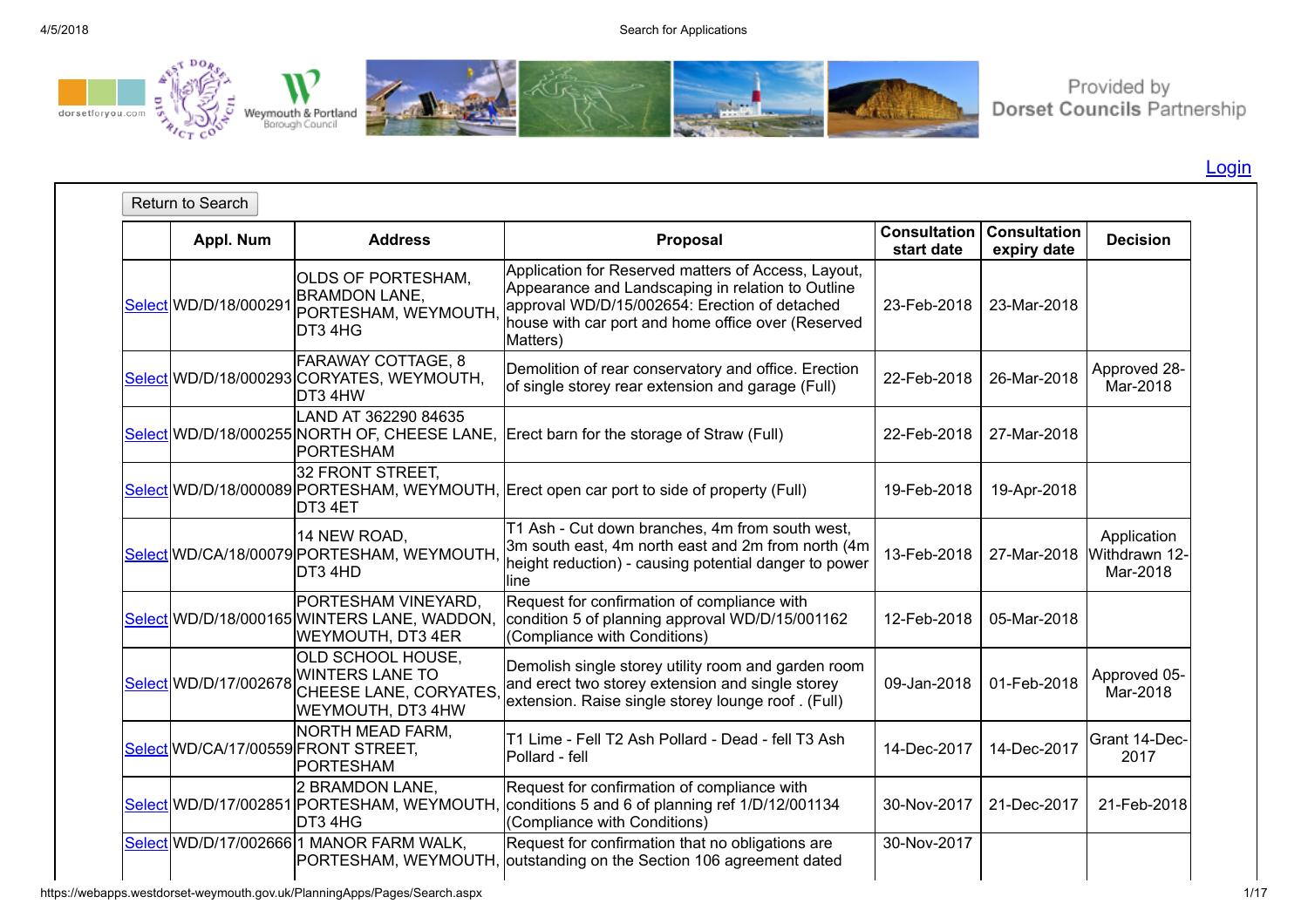Provided by Dorset Councils Partnership

Login

Return to Search

| | Appl. Num | Address | Proposal | Consultation start date | Consultation expiry date | Decision |
|---|---|---|---|---|---|---|
| Select | WD/D/18/000291 | OLDS OF PORTESHAM, BRAMDON LANE, PORTESHAM, WEYMOUTH, DT3 4HG | Application for Reserved matters of Access, Layout, Appearance and Landscaping in relation to Outline approval WD/D/15/002654: Erection of detached house with car port and home office over (Reserved Matters) | 23-Feb-2018 | 23-Mar-2018 | |
| Select | WD/D/18/000293 | FARAWAY COTTAGE, 8 CORYATES, WEYMOUTH, DT3 4HW | Demolition of rear conservatory and office. Erection of single storey rear extension and garage (Full) | 22-Feb-2018 | 26-Mar-2018 | Approved 28-Mar-2018 |
| Select | WD/D/18/000255 | LAND AT 362290 84635 NORTH OF, CHEESE LANE, PORTESHAM | Erect barn for the storage of Straw (Full) | 22-Feb-2018 | 27-Mar-2018 | |
| Select | WD/D/18/000089 | 32 FRONT STREET, PORTESHAM, WEYMOUTH, DT3 4ET | Erect open car port to side of property (Full) | 19-Feb-2018 | 19-Apr-2018 | |
| Select | WD/CA/18/00079 | 14 NEW ROAD, PORTESHAM, WEYMOUTH, DT3 4HD | T1 Ash - Cut down branches, 4m from south west, 3m south east, 4m north east and 2m from north (4m height reduction) - causing potential danger to power line | 13-Feb-2018 | 27-Mar-2018 | Application Withdrawn 12-Mar-2018 |
| Select | WD/D/18/000165 | PORTESHAM VINEYARD, WINTERS LANE, WADDON, WEYMOUTH, DT3 4ER | Request for confirmation of compliance with condition 5 of planning approval WD/D/15/001162 (Compliance with Conditions) | 12-Feb-2018 | 05-Mar-2018 | |
| Select | WD/D/17/002678 | OLD SCHOOL HOUSE, WINTERS LANE TO CHEESE LANE, CORYATES, WEYMOUTH, DT3 4HW | Demolish single storey utility room and garden room and erect two storey extension and single storey extension. Raise single storey lounge roof . (Full) | 09-Jan-2018 | 01-Feb-2018 | Approved 05-Mar-2018 |
| Select | WD/CA/17/00559 | NORTH MEAD FARM, FRONT STREET, PORTESHAM | T1 Lime - Fell T2 Ash Pollard - Dead - fell T3 Ash Pollard - fell | 14-Dec-2017 | 14-Dec-2017 | Grant 14-Dec-2017 |
| Select | WD/D/17/002851 | 2 BRAMDON LANE, PORTESHAM, WEYMOUTH, DT3 4HG | Request for confirmation of compliance with conditions 5 and 6 of planning ref 1/D/12/001134 (Compliance with Conditions) | 30-Nov-2017 | 21-Dec-2017 | 21-Feb-2018 |
| Select | WD/D/17/002666 | 1 MANOR FARM WALK, PORTESHAM, WEYMOUTH, | Request for confirmation that no obligations are outstanding on the Section 106 agreement dated | 30-Nov-2017 | | |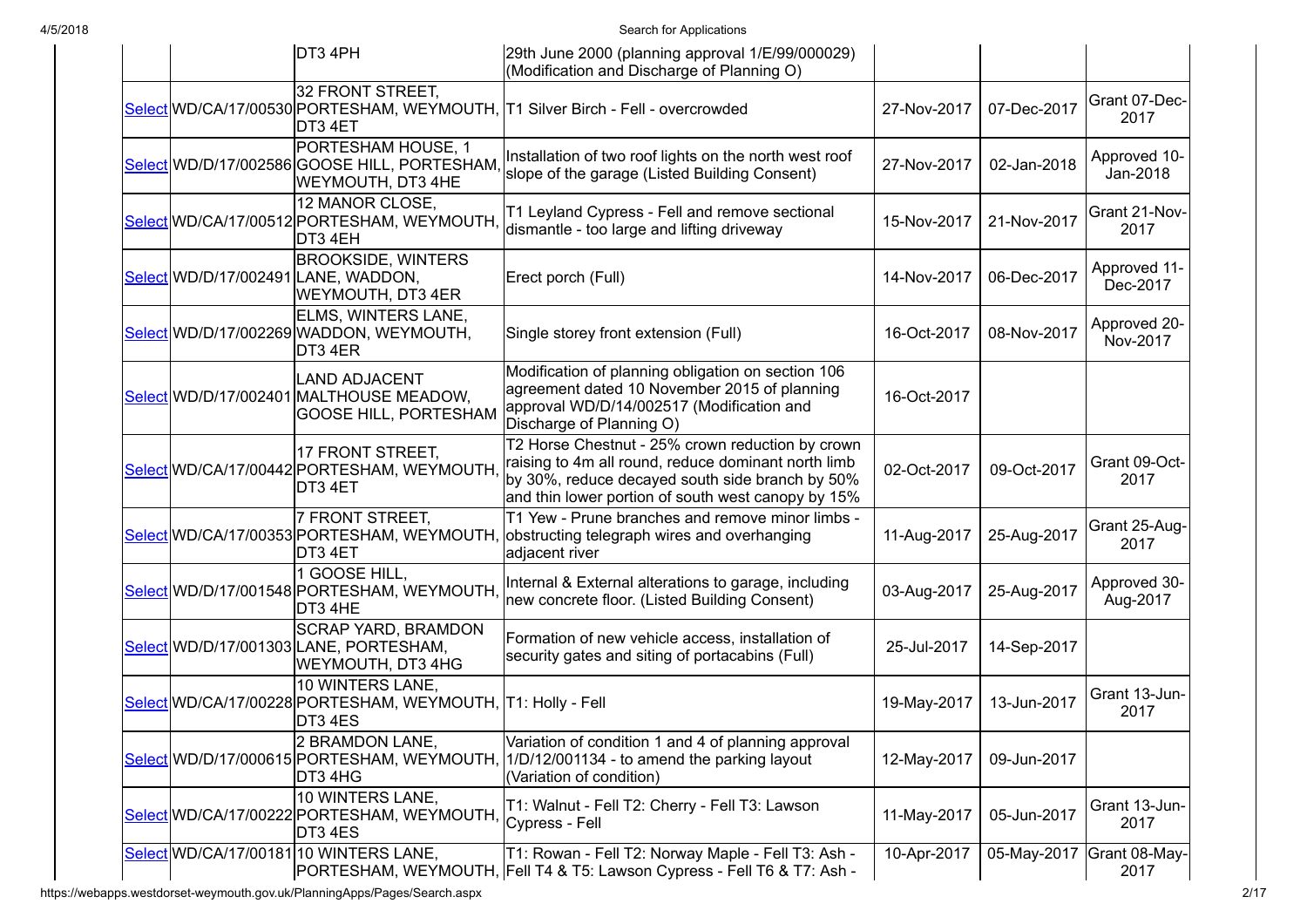| | | | | | | |
|---|---|---|---|---|---|---|
| | | DT3 4PH | 29th June 2000 (planning approval 1/E/99/000029) (Modification and Discharge of Planning O) | | | |
| Select | WD/CA/17/00530 | 32 FRONT STREET, PORTESHAM, WEYMOUTH, DT3 4ET | T1 Silver Birch - Fell - overcrowded | 27-Nov-2017 | 07-Dec-2017 | Grant 07-Dec-2017 |
| Select | WD/D/17/002586 | PORTESHAM HOUSE, 1 GOOSE HILL, PORTESHAM, WEYMOUTH, DT3 4HE | Installation of two roof lights on the north west roof slope of the garage (Listed Building Consent) | 27-Nov-2017 | 02-Jan-2018 | Approved 10-Jan-2018 |
| Select | WD/CA/17/00512 | 12 MANOR CLOSE, PORTESHAM, WEYMOUTH, DT3 4EH | T1 Leyland Cypress - Fell and remove sectional dismantle - too large and lifting driveway | 15-Nov-2017 | 21-Nov-2017 | Grant 21-Nov-2017 |
| Select | WD/D/17/002491 | BROOKSIDE, WINTERS LANE, WADDON, WEYMOUTH, DT3 4ER | Erect porch (Full) | 14-Nov-2017 | 06-Dec-2017 | Approved 11-Dec-2017 |
| Select | WD/D/17/002269 | ELMS, WINTERS LANE, WADDON, WEYMOUTH, DT3 4ER | Single storey front extension (Full) | 16-Oct-2017 | 08-Nov-2017 | Approved 20-Nov-2017 |
| Select | WD/D/17/002401 | LAND ADJACENT MALTHOUSE MEADOW, GOOSE HILL, PORTESHAM | Modification of planning obligation on section 106 agreement dated 10 November 2015 of planning approval WD/D/14/002517 (Modification and Discharge of Planning O) | 16-Oct-2017 | | |
| Select | WD/CA/17/00442 | 17 FRONT STREET, PORTESHAM, WEYMOUTH, DT3 4ET | T2 Horse Chestnut - 25% crown reduction by crown raising to 4m all round, reduce dominant north limb by 30%, reduce decayed south side branch by 50% and thin lower portion of south west canopy by 15% | 02-Oct-2017 | 09-Oct-2017 | Grant 09-Oct-2017 |
| Select | WD/CA/17/00353 | 7 FRONT STREET, PORTESHAM, WEYMOUTH, DT3 4ET | T1 Yew - Prune branches and remove minor limbs - obstructing telegraph wires and overhanging adjacent river | 11-Aug-2017 | 25-Aug-2017 | Grant 25-Aug-2017 |
| Select | WD/D/17/001548 | 1 GOOSE HILL, PORTESHAM, WEYMOUTH, DT3 4HE | Internal & External alterations to garage, including new concrete floor. (Listed Building Consent) | 03-Aug-2017 | 25-Aug-2017 | Approved 30-Aug-2017 |
| Select | WD/D/17/001303 | SCRAP YARD, BRAMDON LANE, PORTESHAM, WEYMOUTH, DT3 4HG | Formation of new vehicle access, installation of security gates and siting of portacabins (Full) | 25-Jul-2017 | 14-Sep-2017 | |
| Select | WD/CA/17/00228 | 10 WINTERS LANE, PORTESHAM, WEYMOUTH, DT3 4ES | T1: Holly - Fell | 19-May-2017 | 13-Jun-2017 | Grant 13-Jun-2017 |
| Select | WD/D/17/000615 | 2 BRAMDON LANE, PORTESHAM, WEYMOUTH, DT3 4HG | Variation of condition 1 and 4 of planning approval 1/D/12/001134 - to amend the parking layout (Variation of condition) | 12-May-2017 | 09-Jun-2017 | |
| Select | WD/CA/17/00222 | 10 WINTERS LANE, PORTESHAM, WEYMOUTH, DT3 4ES | T1: Walnut - Fell T2: Cherry - Fell T3: Lawson Cypress - Fell | 11-May-2017 | 05-Jun-2017 | Grant 13-Jun-2017 |
| Select | WD/CA/17/00181 | 10 WINTERS LANE, PORTESHAM, WEYMOUTH, | T1: Rowan - Fell T2: Norway Maple - Fell T3: Ash - Fell T4 & T5: Lawson Cypress - Fell T6 & T7: Ash - | 10-Apr-2017 | 05-May-2017 | Grant 08-May-2017 |